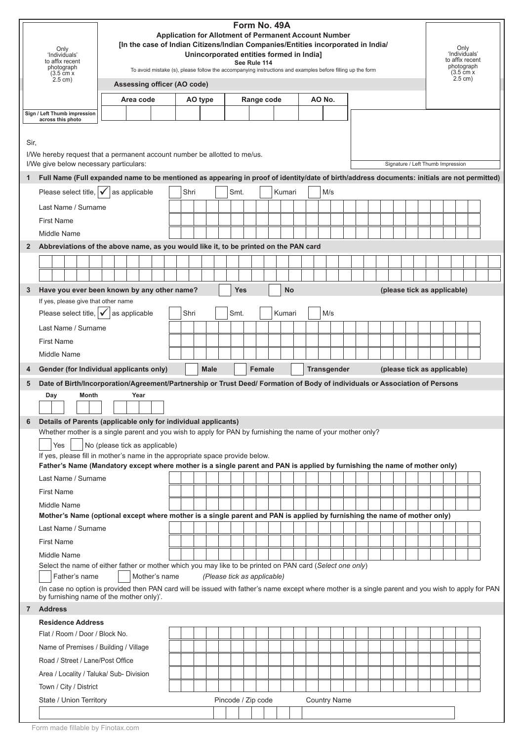# Form No. 49A

**Application for Allotment of Permanent Account Number**

**[In the case of Indian Citizens/Indian Companies/Entities incorporated in India/ Unincorporated entities formed in India]**

**See Rule 114**

To avoid mistake (s), please follow the accompanying instructions and examples before filling up the form

Only 'Individuals' to affix recent photograph (3.5 cm x 2.5 cm)

Sign / Left Thumb impression across this photo

Only 'Individuals' to affix recent photograph (3.5 cm x 2.5 cm)

**Assessing officer (AO code)**

| Area code | AO type | Range code | AO No. |
|---|---|---|---|
| | | | |

Signature / Left Thumb Impression

Sir,

I/We hereby request that a permanent account number be allotted to me/us.

I/We give below necessary particulars:

**1 Full Name (Full expanded name to be mentioned as appearing in proof of identity/date of birth/address documents: initials are not permitted)**

Please select title, ✓ as applicable ☐ Shri ☐ Smt. ☐ Kumari ☐ M/s

Last Name / Surname

First Name

Middle Name

**2 Abbreviations of the above name, as you would like it, to be printed on the PAN card**

**3 Have you ever been known by any other name?** ☐ **Yes** ☐ **No** **(please tick as applicable)**

If yes, please give that other name

Please select title, ✓ as applicable ☐ Shri ☐ Smt. ☐ Kumari ☐ M/s

Last Name / Surname

First Name

Middle Name

**4 Gender (for Individual applicants only)** ☐ **Male** ☐ **Female** ☐ **Transgender** **(please tick as applicable)**

**5 Date of Birth/Incorporation/Agreement/Partnership or Trust Deed/ Formation of Body of individuals or Association of Persons**

**Day** **Month** **Year**

**6 Details of Parents (applicable only for individual applicants)**

Whether mother is a single parent and you wish to apply for PAN by furnishing the name of your mother only?

☐ Yes ☐ No (please tick as applicable)

If yes, please fill in mother's name in the appropriate space provide below.

**Father's Name (Mandatory except where mother is a single parent and PAN is applied by furnishing the name of mother only)**

Last Name / Surname

First Name

Middle Name

**Mother's Name (optional except where mother is a single parent and PAN is applied by furnishing the name of mother only)**

Last Name / Surname

First Name

Middle Name

Select the name of either father or mother which you may like to be printed on PAN card (*Select one only*)

☐ Father's name ☐ Mother's name *(Please tick as applicable)*

(In case no option is provided then PAN card will be issued with father's name except where mother is a single parent and you wish to apply for PAN by furnishing name of the mother only)'.

**7 Address**

**Residence Address**

Flat / Room / Door / Block No.

Name of Premises / Building / Village

Road / Street / Lane/Post Office

Area / Locality / Taluka/ Sub- Division

Town / City / District

State / Union Territory | Pincode / Zip code | Country Name

Form made fillable by Finotax.com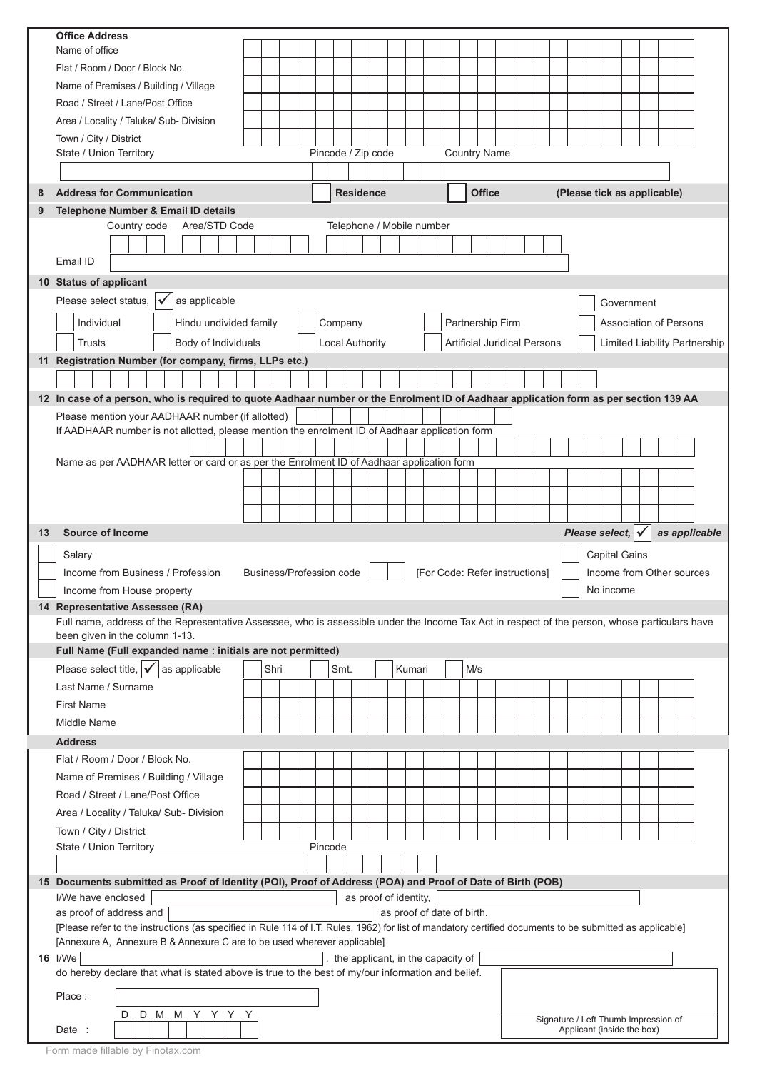**Office Address**

Name of office

Flat / Room / Door / Block No.

Name of Premises / Building / Village

Road / Street / Lane/Post Office

Area / Locality / Taluka/ Sub- Division

Town / City / District

State / Union Territory | Pincode / Zip code | Country Name

**8 Address for Communication** ☐ **Residence** ☐ **Office** **(Please tick as applicable)**

**9 Telephone Number & Email ID details**

Country code | Area/STD Code | Telephone / Mobile number

Email ID

**10 Status of applicant**

Please select status, ✓ as applicable

☐ Government

☐ Individual ☐ Hindu undivided family ☐ Company ☐ Partnership Firm ☐ Association of Persons

☐ Trusts ☐ Body of Individuals ☐ Local Authority ☐ Artificial Juridical Persons ☐ Limited Liability Partnership

**11 Registration Number (for company, firms, LLPs etc.)**

**12 In case of a person, who is required to quote Aadhaar number or the Enrolment ID of Aadhaar application form as per section 139 AA**

Please mention your AADHAAR number (if allotted)

If AADHAAR number is not allotted, please mention the enrolment ID of Aadhaar application form

Name as per AADHAAR letter or card or as per the Enrolment ID of Aadhaar application form

**13 Source of Income** *Please select, ✓ as applicable*

☐ Salary ☐ Capital Gains

☐ Income from Business / Profession Business/Profession code ☐☐ [For Code: Refer instructions] ☐ Income from Other sources

☐ Income from House property ☐ No income

**14 Representative Assessee (RA)**

Full name, address of the Representative Assessee, who is assessible under the Income Tax Act in respect of the person, whose particulars have been given in the column 1-13.

**Full Name (Full expanded name : initials are not permitted)**

Please select title, ✓ as applicable ☐ Shri ☐ Smt. ☐ Kumari ☐ M/s

Last Name / Surname

First Name

Middle Name

**Address**

Flat / Room / Door / Block No.

Name of Premises / Building / Village

Road / Street / Lane/Post Office

Area / Locality / Taluka/ Sub- Division

Town / City / District

State / Union Territory | Pincode

**15 Documents submitted as Proof of Identity (POI), Proof of Address (POA) and Proof of Date of Birth (POB)**

I/We have enclosed ______ as proof of identity, ______ as proof of address and ______ as proof of date of birth.

[Please refer to the instructions (as specified in Rule 114 of I.T. Rules, 1962) for list of mandatory certified documents to be submitted as applicable]

[Annexure A, Annexure B & Annexure C are to be used wherever applicable]

**16** I/We ______ , the applicant, in the capacity of ______ do hereby declare that what is stated above is true to the best of my/our information and belief.

Place :

Date : D D M M Y Y Y Y

Signature / Left Thumb Impression of Applicant (inside the box)

Form made fillable by Finotax.com